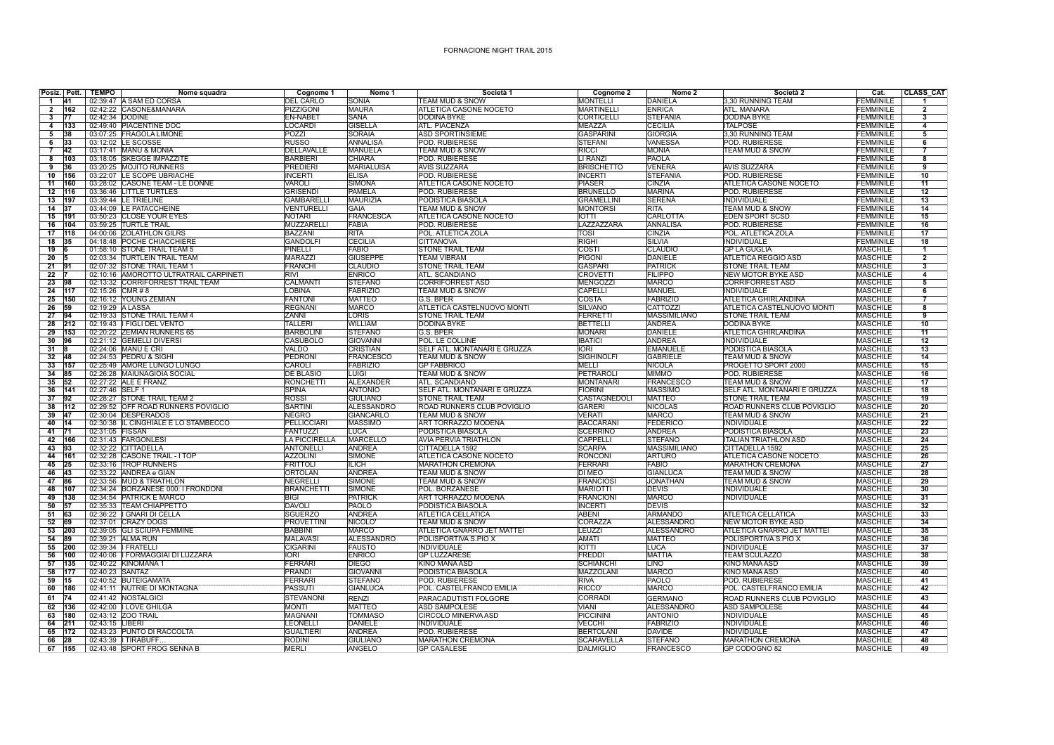# FORNACIONE NIGHT TRAIL 2015

| Posiz. | Pett. | TEMPO | Nome squadra | Cognome 1 | Nome 1 | Società 1 | Cognome 2 | Nome 2 | Società 2 | Cat. | CLASS_CAT |
|---|---|---|---|---|---|---|---|---|---|---|---|
| 1 | 41 | 02:39:47 | A SAM ED CORSA | DEL CARLO | SONIA | TEAM MUD & SNOW | MONTELLI | DANIELA | 3,30 RUNNING TEAM | FEMMINILE | 1 |
| 2 | 162 | 02:42:22 | CASONE&MANARA | PIZZIGONI | MAURA | ATLETICA CASONE NOCETO | MARTINELLI | ENRICA | ATL. MANARA | FEMMINILE | 2 |
| 3 | 77 | 02:42:34 | DODINE | EN-NABET | SANA | DODINA BYKE | CORTICELLI | STEFANIA | DODINA BYKE | FEMMINILE | 3 |
| 4 | 133 | 02:49:40 | PIACENTINE DOC | LOCARDI | GISELLA | ATL. PIACENZA | MEAZZA | CECILIA | ITALPOSE | FEMMINILE | 4 |
| 5 | 38 | 03:07:25 | FRAGOLA LIMONE | POZZI | SORAIA | ASD SPORTINSIEME | GASPARINI | GIORGIA | 3,30 RUNNING TEAM | FEMMINILE | 5 |
| 6 | 33 | 03:12:02 | LE SCOSSE | RUSSO | ANNALISA | POD. RUBIERESE | STEFANI | VANESSA | POD. RUBIERESE | FEMMINILE | 6 |
| 7 | 42 | 03:17:41 | MANU & MONIA | DELLAVALLE | MANUELA | TEAM MUD & SNOW | RICCI | MONIA | TEAM MUD & SNOW | FEMMINILE | 7 |
| 8 | 103 | 03:18:05 | SKEGGE IMPAZZITE | BARBIERI | CHIARA | POD. RUBIERESE | LI RANZI | PAOLA |  | FEMMINILE | 8 |
| 9 | 36 | 03:20:25 | MOJITO RUNNERS | PREDIERI | MARIALUISA | AVIS SUZZARA | BRISCHETTO | VENERA | AVIS SUZZARA | FEMMINILE | 9 |
| 10 | 156 | 03:22:07 | LE SCOPE UBRIACHE | INCERTI | ELISA | POD. RUBIERESE | INCERTI | STEFANIA | POD. RUBIERESE | FEMMINILE | 10 |
| 11 | 160 | 03:28:02 | CASONE TEAM - LE DONNE | VAROLI | SIMONA | ATLETICA CASONE NOCETO | PIASER | CINZIA | ATLETICA CASONE NOCETO | FEMMINILE | 11 |
| 12 | 116 | 03:36:46 | LITTLE TURTLES | GRISENDI | PAMELA | POD. RUBIERESE | BRUNELLO | MARINA | POD. RUBIERESE | FEMMINILE | 12 |
| 13 | 197 | 03:39:44 | LE TRIELINE | GAMBARELLI | MAURIZIA | PODISTICA BIASOLA | GRAMELLINI | SERENA | INDIVIDUALE | FEMMINILE | 13 |
| 14 | 37 | 03:44:09 | LE PATACCHEINE | VENTURELLI | GAIA | TEAM MUD & SNOW | MONTORSI | RITA | TEAM MUD & SNOW | FEMMINILE | 14 |
| 15 | 191 | 03:50:23 | CLOSE YOUR EYES | NOTARI | FRANCESCA | ATLETICA CASONE NOCETO | IOTTI | CARLOTTA | EDEN SPORT SCSD | FEMMINILE | 15 |
| 16 | 104 | 03:59:25 | TURTLE TRAIL | MUZZARELLI | FABIA | POD. RUBIERESE | LAZZAZZARA | ANNALISA | POD. RUBIERESE | FEMMINILE | 16 |
| 17 | 118 | 04:00:06 | ZOLATHLON GILRS | BAZZANI | RITA | POL. ATLETICA ZOLA | TOSI | CINZIA | POL. ATLETICA ZOLA | FEMMINILE | 17 |
| 18 | 35 | 04:18:48 | POCHE CHIACCHIERE | GANDOLFI | CECILIA | CITTANOVA | RIGHI | SILVIA | INDIVIDUALE | FEMMINILE | 18 |
| 19 | 6 | 01:58:10 | STONE TRAIL TEAM 5 | PINELLI | FABIO | STONE TRAIL TEAM | COSTI | CLAUDIO | GP LA GUGLIA | MASCHILE | 1 |
| 20 | 5 | 02:03:34 | TURTLEIN TRAIL TEAM | MARAZZI | GIUSEPPE | TEAM VIBRAM | PIGONI | DANIELE | ATLETICA REGGIO ASD | MASCHILE | 2 |
| 21 | 91 | 02:07:32 | STONE TRAIL TEAM 1 | FRANCHI | CLAUDIO | STONE TRAIL TEAM | GASPARI | PATRICK | STONE TRAIL TEAM | MASCHILE | 3 |
| 22 | 7 | 02:10:16 | AMOROTTO ULTRATRAIL CARPINETI | RIVI | ENRICO | ATL. SCANDIANO | CROVETTI | FILIPPO | NEW MOTOR BYKE ASD | MASCHILE | 4 |
| 23 | 98 | 02:13:32 | CORRIFORREST TRAIL TEAM | CALMANTI | STEFANO | CORRIFORREST ASD | MENGOZZI | MARCO | CORRIFORREST ASD | MASCHILE | 5 |
| 24 | 117 | 02:15:26 | CMR # 8 | LOBINA | FABRIZIO | TEAM MUD & SNOW | CAPELLI | MANUEL | INDIVIDUALE | MASCHILE | 6 |
| 25 | 150 | 02:16:12 | YOUNG ZEMIAN | FANTONI | MATTEO | G.S. BPER | COSTA | FABRIZIO | ATLETICA GHIRLANDINA | MASCHILE | 7 |
| 26 | 59 | 02:19:29 | A LASSA | REGNANI | MARCO | ATLETICA CASTELNUOVO MONTI | SILVANO | CATTOZZI | ATLETICA CASTELNUOVO MONTI | MASCHILE | 8 |
| 27 | 94 | 02:19:33 | STONE TRAIL TEAM 4 | ZANNI | LORIS | STONE TRAIL TEAM | FERRETTI | MASSIMILIANO | STONE TRAIL TEAM | MASCHILE | 9 |
| 28 | 212 | 02:19:43 | I FIGLI DEL VENTO | TALLERI | WILLIAM | DODINA BYKE | BETTELLI | ANDREA | DODINA BYKE | MASCHILE | 10 |
| 29 | 153 | 02:20:22 | ZEMIAN RUNNERS 65 | BARBOLINI | STEFANO | G.S. BPER | MONARI | DANIELE | ATLETICA GHIRLANDINA | MASCHILE | 11 |
| 30 | 96 | 02:21:12 | GEMELLI DIVERSI | CASUBOLO | GIOVANNI | POL. LE COLLINE | IBATICI | ANDREA | INDIVIDUALE | MASCHILE | 12 |
| 31 | 8 | 02:24:06 | MANU E CRI | VALDO | CRISTIAN | SELF ATL. MONTANARI E GRUZZA | IORI | EMANUELE | PODISTICA BIASOLA | MASCHILE | 13 |
| 32 | 48 | 02:24:53 | PEDRU & SIGHI | PEDRONI | FRANCESCO | TEAM MUD & SNOW | SIGHINOLFI | GABRIELE | TEAM MUD & SNOW | MASCHILE | 14 |
| 33 | 157 | 02:25:49 | AMORE LUNGO LUNGO | CAROLI | FABRIZIO | GP FABBRICO | MELLI | NICOLA | PROGETTO SPORT 2000 | MASCHILE | 15 |
| 34 | 85 | 02:26:28 | MAIUNAGIOIA SOCIAL | DE BLASIO | LUIGI | TEAM MUD & SNOW | PETRAROLI | MIMMO | POD. RUBIERESE | MASCHILE | 16 |
| 35 | 52 | 02:27:22 | ALE E FRANZ | RONCHETTI | ALEXANDER | ATL. SCANDIANO | MONTANARI | FRANCESCO | TEAM MUD & SNOW | MASCHILE | 17 |
| 36 | 141 | 02:27:46 | SELF 1 | SPINA | ANTONIO | SELF ATL. MONTANARI E GRUZZA | FIORINI | MASSIMO | SELF ATL. MONTANARI E GRUZZA | MASCHILE | 18 |
| 37 | 92 | 02:28:27 | STONE TRAIL TEAM 2 | ROSSI | GIULIANO | STONE TRAIL TEAM | CASTAGNEDOLI | MATTEO | STONE TRAIL TEAM | MASCHILE | 19 |
| 38 | 112 | 02:29:52 | OFF ROAD RUNNERS POVIGLIO | SARTINI | ALESSANDRO | ROAD RUNNERS CLUB POVIGLIO | GARERI | NICOLAS | ROAD RUNNERS CLUB POVIGLIO | MASCHILE | 20 |
| 39 | 47 | 02:30:04 | DESPERADOS | NEGRO | GIANCARLO | TEAM MUD & SNOW | VERATI | MARCO | TEAM MUD & SNOW | MASCHILE | 21 |
| 40 | 14 | 02:30:38 | IL CINGHIALE E LO STAMBECCO | PELLICCIARI | MASSIMO | ART TORRAZZO MODENA | BACCARANI | FEDERICO | INDIVIDUALE | MASCHILE | 22 |
| 41 | 71 | 02:31:05 | FISSAN | FANTUZZI | LUCA | PODISTICA BIASOLA | SCERRINO | ANDREA | PODISTICA BIASOLA | MASCHILE | 23 |
| 42 | 166 | 02:31:43 | FARGONLESI | LA PICCIRELLA | MARCELLO | AVIA PERVIA TRIATHLON | CAPPELLI | STEFANO | ITALIAN TRIATHLON ASD | MASCHILE | 24 |
| 43 | 93 | 02:32:22 | CITTADELLA | ANTONELLI | ANDREA | CITTADELLA 1592 | SCARPA | MASSIMILIANO | CITTADELLA 1592 | MASCHILE | 25 |
| 44 | 161 | 02:32:28 | CASONE TRAIL - I TOP | AZZOLINI | SIMONE | ATLETICA CASONE NOCETO | RONCONI | ARTURO | ATLETICA CASONE NOCETO | MASCHILE | 26 |
| 45 | 25 | 02:33:16 | TROP RUNNERS | FRITTOLI | ILICH | MARATHON CREMONA | FERRARI | FABIO | MARATHON CREMONA | MASCHILE | 27 |
| 46 | 43 | 02:33:22 | ANDREA e GIAN | ORTOLAN | ANDREA | TEAM MUD & SNOW | DI MEO | GIANLUCA | TEAM MUD & SNOW | MASCHILE | 28 |
| 47 | 86 | 02:33:56 | MUD & TRIATHLON | NEGRELLI | SIMONE | TEAM MUD & SNOW | FRANCIOSI | JONATHAN | TEAM MUD & SNOW | MASCHILE | 29 |
| 48 | 107 | 02:34:24 | BORZANESE 000: I FRONDONI | BRANCHETTI | SIMONE | POL. BORZANESE | MARIOTTI | DEVIS | INDIVIDUALE | MASCHILE | 30 |
| 49 | 138 | 02:34:54 | PATRICK E MARCO | BIGI | PATRICK | ART TORRAZZO MODENA | FRANCIONI | MARCO | INDIVIDUALE | MASCHILE | 31 |
| 50 | 57 | 02:35:33 | TEAM CHIAPPETTO | DAVOLI | PAOLO | PODISTICA BIASOLA | INCERTI | DEVIS |  | MASCHILE | 32 |
| 51 | 63 | 02:36:22 | I GNARI DI CELLA | SGUERZO | ANDREA | ATLETICA CELLATICA | ABENI | ARMANDO | ATLETICA CELLATICA | MASCHILE | 33 |
| 52 | 69 | 02:37:01 | CRAZY DOGS | PROVETTINI | NICOLO' | TEAM MUD & SNOW | CORAZZA | ALESSANDRO | NEW MOTOR BYKE ASD | MASCHILE | 34 |
| 53 | 203 | 02:39:05 | GLI SCIUPA FEMMINE | BABBINI | MARCO | ATLETICA GNARRO JET MATTEI | LEUZZI | ALESSANDRO | ATLETICA GNARRO JET MATTEI | MASCHILE | 35 |
| 54 | 89 | 02:39:21 | ALMA RUN | MALAVASI | ALESSANDRO | POLISPORTIVA S.PIO X | AMATI | MATTEO | POLISPORTIVA S.PIO X | MASCHILE | 36 |
| 55 | 200 | 02:39:34 | I FRATELLI | CIGARINI | FAUSTO | INDIVIDUALE | IOTTI | LUCA | INDIVIDUALE | MASCHILE | 37 |
| 56 | 100 | 02:40:06 | I FORMAGGIAI DI LUZZARA | IORI | ENRICO | GP LUZZARESE | FREDDI | MATTIA | TEAM SCULAZZO | MASCHILE | 38 |
| 57 | 135 | 02:40:22 | KINOMANA 1 | FERRARI | DIEGO | KINO MANA ASD | SCHIANCHI | LINO | KINO MANA ASD | MASCHILE | 39 |
| 58 | 177 | 02:40:23 | SANTAZ | PRANDI | GIOVANNI | PODISTICA BIASOLA | MAZZOLANI | MARCO | KINO MANA ASD | MASCHILE | 40 |
| 59 | 15 | 02:40:52 | BUTEIGAMATA | FERRARI | STEFANO | POD. RUBIERESE | RIVA | PAOLO | POD. RUBIERESE | MASCHILE | 41 |
| 60 | 186 | 02:41:11 | NUTRIE DI MONTAGNA | PASSUTI | GIANLUCA | POL. CASTELFRANCO EMILIA | RICCO' | MARCO | POL. CASTELFRANCO EMILIA | MASCHILE | 42 |
| 61 | 74 | 02:41:42 | NOSTALGICI | STEVANONI | RENZI | PARACADUTISTI FOLGORE | CORRADI | GERMANO | ROAD RUNNERS CLUB POVIGLIO | MASCHILE | 43 |
| 62 | 136 | 02:42:00 | I LOVE GHILGA | MONTI | MATTEO | ASD SAMPOLESE | VIANI | ALESSANDRO | ASD SAMPOLESE | MASCHILE | 44 |
| 63 | 180 | 02:43:12 | ZOO TRAIL | MAGNANI | TOMMASO | CIRCOLO MINERVA ASD | PICCININI | ANTONIO | INDIVIDUALE | MASCHILE | 45 |
| 64 | 211 | 02:43:15 | LIBERI | LEONELLI | DANIELE | INDIVIDUALE | VECCHI | FABRIZIO | INDIVIDUALE | MASCHILE | 46 |
| 65 | 172 | 02:43:23 | PUNTO DI RACCOLTA | GUALTIERI | ANDREA | POD. RUBIERESE | BERTOLANI | DAVIDE | INDIVIDUALE | MASCHILE | 47 |
| 66 | 28 | 02:43:39 | I TIRABUFF… | RODINI | GIULIANO | MARATHON CREMONA | SCARAVELLA | STEFANO | MARATHON CREMONA | MASCHILE | 48 |
| 67 | 155 | 02:43:48 | SPORT FROG SENNA B | MERLI | ANGELO | GP CASALESE | DALMIGLIO | FRANCESCO | GP CODOGNO 82 | MASCHILE | 49 |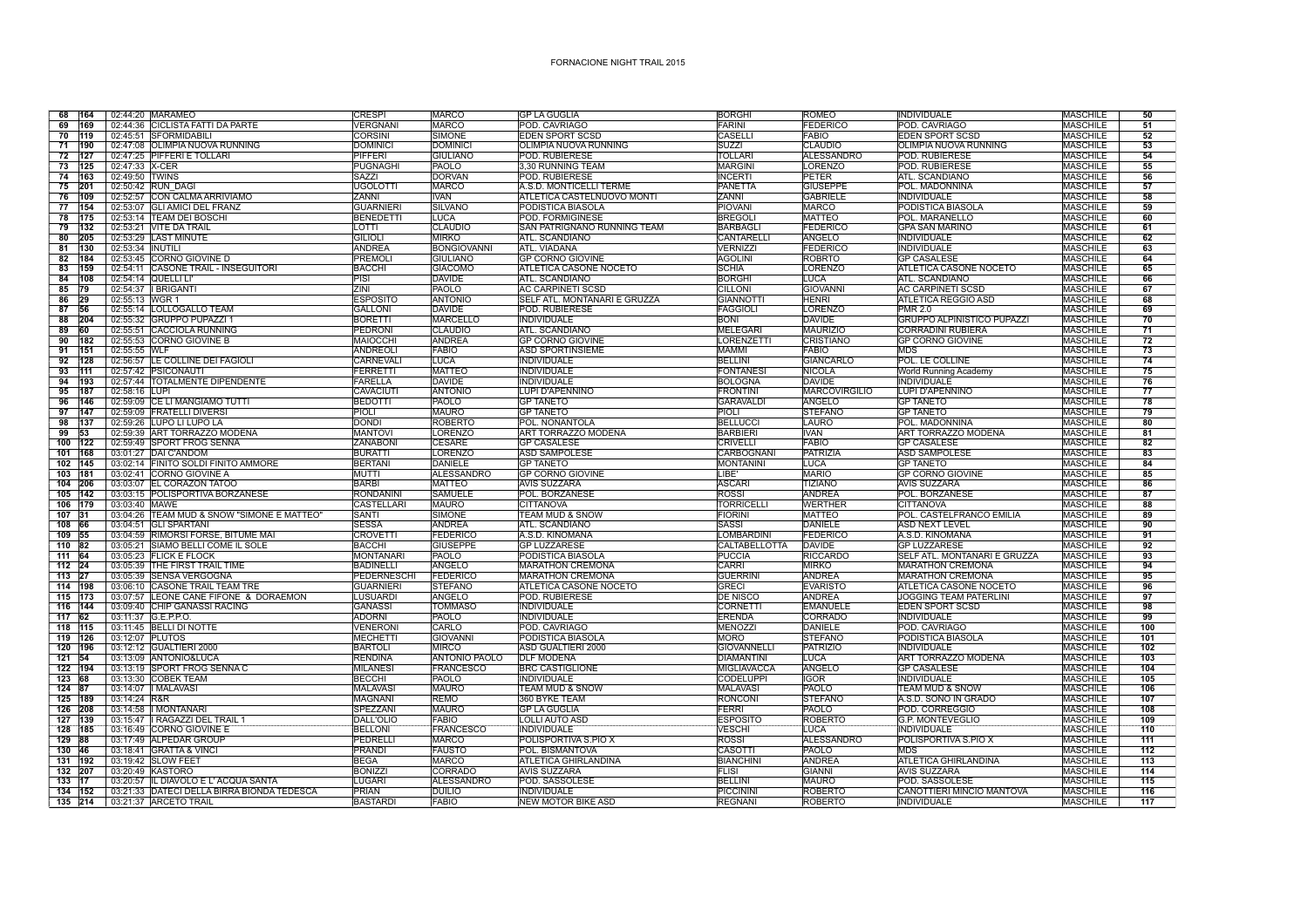# FORNACIONE NIGHT TRAIL 2015

| | | | | | | | | | | | | |
|---|---|---|---|---|---|---|---|---|---|---|---|---|
| 68 | 164 | 02:44:20 | MARAMEO | CRESPI | MARCO | GP LA GUGLIA | BORGHI | ROMEO | INDIVIDUALE | MASCHILE | 50 |
| 69 | 169 | 02:44:36 | CICLISTA FATTI DA PARTE | VERGNANI | MARCO | POD. CAVRIAGO | FARINI | FEDERICO | POD. CAVRIAGO | MASCHILE | 51 |
| 70 | 119 | 02:45:51 | SFORMIDABILI | CORSINI | SIMONE | EDEN SPORT SCSD | CASELLI | FABIO | EDEN SPORT SCSD | MASCHILE | 52 |
| 71 | 190 | 02:47:08 | OLIMPIA NUOVA RUNNING | DOMINICI | DOMINICI | OLIMPIA NUOVA RUNNING | SUZZI | CLAUDIO | OLIMPIA NUOVA RUNNING | MASCHILE | 53 |
| 72 | 127 | 02:47:25 | PIFFERI E TOLLARI | PIFFERI | GIULIANO | POD. RUBIERESE | TOLLARI | ALESSANDRO | POD. RUBIERESE | MASCHILE | 54 |
| 73 | 125 | 02:47:33 | X-CER | PUGNAGHI | PAOLO | 3,30 RUNNING TEAM | MARGINI | LORENZO | POD. RUBIERESE | MASCHILE | 55 |
| 74 | 163 | 02:49:50 | TWINS | SAZZI | DORVAN | POD. RUBIERESE | INCERTI | PETER | ATL. SCANDIANO | MASCHILE | 56 |
| 75 | 201 | 02:50:42 | RUN_DAGI | UGOLOTTI | MARCO | A.S.D. MONTICELLI TERME | PANETTA | GIUSEPPE | POL. MADONNINA | MASCHILE | 57 |
| 76 | 109 | 02:52:57 | CON CALMA ARRIVIAMO | ZANNI | IVAN | ATLETICA CASTELNUOVO MONTI | ZANNI | GABRIELE | INDIVIDUALE | MASCHILE | 58 |
| 77 | 154 | 02:53:07 | GLI AMICI DEL FRANZ | GUARNIERI | SILVANO | PODISTICA BIASOLA | PIOVANI | MARCO | PODISTICA BIASOLA | MASCHILE | 59 |
| 78 | 175 | 02:53:14 | TEAM DEI BOSCHI | BENEDETTI | LUCA | POD. FORMIGINESE | BREGOLI | MATTEO | POL. MARANELLO | MASCHILE | 60 |
| 79 | 132 | 02:53:21 | VITE DA TRAIL | LOTTI | CLAUDIO | SAN PATRIGNANO RUNNING TEAM | BARBAGLI | FEDERICO | GPA SAN MARINO | MASCHILE | 61 |
| 80 | 205 | 02:53:29 | LAST MINUTE | GILIOLI | MIRKO | ATL. SCANDIANO | CANTARELLI | ANGELO | INDIVIDUALE | MASCHILE | 62 |
| 81 | 130 | 02:53:34 | INUTILI | ANDREA | BONGIOVANNI | ATL. VIADANA | VERNIZZI | FEDERICO | INDIVIDUALE | MASCHILE | 63 |
| 82 | 184 | 02:53:45 | CORNO GIOVINE D | PREMOLI | GIULIANO | GP CORNO GIOVINE | AGOLINI | ROBRTO | GP CASALESE | MASCHILE | 64 |
| 83 | 159 | 02:54:11 | CASONE TRAIL - INSEGUITORI | BACCHI | GIACOMO | ATLETICA CASONE NOCETO | SCHIA | LORENZO | ATLETICA CASONE NOCETO | MASCHILE | 65 |
| 84 | 108 | 02:54:14 | QUELLI LI' | PISI | DAVIDE | ATL. SCANDIANO | BORGHI | LUCA | ATL. SCANDIANO | MASCHILE | 66 |
| 85 | 79 | 02:54:37 | I BRIGANTI | ZINI | PAOLO | AC CARPINETI SCSD | CILLONI | GIOVANNI | AC CARPINETI SCSD | MASCHILE | 67 |
| 86 | 29 | 02:55:13 | WGR 1 | ESPOSITO | ANTONIO | SELF ATL. MONTANARI E GRUZZA | GIANNOTTI | HENRI | ATLETICA REGGIO ASD | MASCHILE | 68 |
| 87 | 56 | 02:55:14 | LOLLOGALLO TEAM | GALLONI | DAVIDE | POD. RUBIERESE | FAGGIOLI | LORENZO | PMR 2.0 | MASCHILE | 69 |
| 88 | 204 | 02:55:32 | GRUPPO PUPAZZI 1 | BORETTI | MARCELLO | INDIVIDUALE | BONI | DAVIDE | GRUPPO ALPINISTICO PUPAZZI | MASCHILE | 70 |
| 89 | 60 | 02:55:51 | CACCIOLA RUNNING | PEDRONI | CLAUDIO | ATL. SCANDIANO | MELEGARI | MAURIZIO | CORRADINI RUBIERA | MASCHILE | 71 |
| 90 | 182 | 02:55:53 | CORNO GIOVINE B | MAIOCCHI | ANDREA | GP CORNO GIOVINE | LORENZETTI | CRISTIANO | GP CORNO GIOVINE | MASCHILE | 72 |
| 91 | 151 | 02:55:55 | WLF | ANDREOLI | FABIO | ASD SPORTINSIEME | MAMMI | FABIO | MDS | MASCHILE | 73 |
| 92 | 128 | 02:56:57 | LE COLLINE DEI FAGIOLI | CARNEVALI | LUCA | INDIVIDUALE | BELLINI | GIANCARLO | POL. LE COLLINE | MASCHILE | 74 |
| 93 | 111 | 02:57:42 | PSICONAUTI | FERRETTI | MATTEO | INDIVIDUALE | FONTANESI | NICOLA | World Running Academy | MASCHILE | 75 |
| 94 | 193 | 02:57:44 | TOTALMENTE DIPENDENTE | FARELLA | DAVIDE | INDIVIDUALE | BOLOGNA | DAVIDE | INDIVIDUALE | MASCHILE | 76 |
| 95 | 187 | 02:58:16 | LUPI | CAVACIUTI | ANTONIO | LUPI D'APENNINO | FRONTINI | MARCOVIRGILIO | LUPI D'APENNINO | MASCHILE | 77 |
| 96 | 146 | 02:59:09 | CE LI MANGIAMO TUTTI | BEDOTTI | PAOLO | GP TANETO | GARAVALDI | ANGELO | GP TANETO | MASCHILE | 78 |
| 97 | 147 | 02:59:09 | FRATELLI DIVERSI | PIOLI | MAURO | GP TANETO | PIOLI | STEFANO | GP TANETO | MASCHILE | 79 |
| 98 | 137 | 02:59:26 | LUPO LI LUPO LA | DONDI | ROBERTO | POL. NONANTOLA | BELLUCCI | LAURO | POL. MADONNINA | MASCHILE | 80 |
| 99 | 53 | 02:59:39 | ART TORRAZZO MODENA | MANTOVI | LORENZO | ART TORRAZZO MODENA | BARBIERI | IVAN | ART TORRAZZO MODENA | MASCHILE | 81 |
| 100 | 122 | 02:59:49 | SPORT FROG SENNA | ZANABONI | CESARE | GP CASALESE | CRIVELLI | FABIO | GP CASALESE | MASCHILE | 82 |
| 101 | 168 | 03:01:27 | DAI C'ANDOM | BURATTI | LORENZO | ASD SAMPOLESE | CARBOGNANI | PATRIZIA | ASD SAMPOLESE | MASCHILE | 83 |
| 102 | 145 | 03:02:14 | FINITO SOLDI FINITO AMMORE | BERTANI | DANIELE | GP TANETO | MONTANINI | LUCA | GP TANETO | MASCHILE | 84 |
| 103 | 181 | 03:02:41 | CORNO GIOVINE A | MUTTI | ALESSANDRO | GP CORNO GIOVINE | LIBE' | MARIO | GP CORNO GIOVINE | MASCHILE | 85 |
| 104 | 206 | 03:03:07 | EL CORAZON TATOO | BARBI | MATTEO | AVIS SUZZARA | ASCARI | TIZIANO | AVIS SUZZARA | MASCHILE | 86 |
| 105 | 142 | 03:03:15 | POLISPORTIVA BORZANESE | RONDANINI | SAMUELE | POL. BORZANESE | ROSSI | ANDREA | POL. BORZANESE | MASCHILE | 87 |
| 106 | 179 | 03:03:40 | MAWE | CASTELLARI | MAURO | CITTANOVA | TORRICELLI | WERTHER | CITTANOVA | MASCHILE | 88 |
| 107 | 31 | 03:04:26 | TEAM MUD & SNOW "SIMONE E MATTEO" | SANTI | SIMONE | TEAM MUD & SNOW | FIORINI | MATTEO | POL. CASTELFRANCO EMILIA | MASCHILE | 89 |
| 108 | 66 | 03:04:51 | GLI SPARTANI | SESSA | ANDREA | ATL. SCANDIANO | SASSI | DANIELE | ASD NEXT LEVEL | MASCHILE | 90 |
| 109 | 55 | 03:04:59 | RIMORSI FORSE, BITUME MAI | CROVETTI | FEDERICO | A.S.D. KINOMANA | LOMBARDINI | FEDERICO | A.S.D. KINOMANA | MASCHILE | 91 |
| 110 | 82 | 03:05:21 | SIAMO BELLI COME IL SOLE | BACCHI | GIUSEPPE | GP LUZZARESE | CALTABELLOTTA | DAVIDE | GP LUZZARESE | MASCHILE | 92 |
| 111 | 64 | 03:05:23 | FLICK E FLOCK | MONTANARI | PAOLO | PODISTICA BIASOLA | PUCCIA | RICCARDO | SELF ATL. MONTANARI E GRUZZA | MASCHILE | 93 |
| 112 | 24 | 03:05:39 | THE FIRST TRAIL TIME | BADINELLI | ANGELO | MARATHON CREMONA | CARRI | MIRKO | MARATHON CREMONA | MASCHILE | 94 |
| 113 | 27 | 03:05:39 | SENSA VERGOGNA | PEDERNESCHI | FEDERICO | MARATHON CREMONA | GUERRINI | ANDREA | MARATHON CREMONA | MASCHILE | 95 |
| 114 | 198 | 03:06:10 | CASONE TRAIL TEAM TRE | GUARNIERI | STEFANO | ATLETICA CASONE NOCETO | GRECI | EVARISTO | ATLETICA CASONE NOCETO | MASCHILE | 96 |
| 115 | 173 | 03:07:57 | LEONE CANE FIFONE & DORAEMON | LUSUARDI | ANGELO | POD. RUBIERESE | DE NISCO | ANDREA | JOGGING TEAM PATERLINI | MASCHILE | 97 |
| 116 | 144 | 03:09:40 | CHIP GANASSI RACING | GANASSI | TOMMASO | INDIVIDUALE | CORNETTI | EMANUELE | EDEN SPORT SCSD | MASCHILE | 98 |
| 117 | 62 | 03:11:37 | G.E.P.P.O. | ADORNI | PAOLO | INDIVIDUALE | ERENDA | CORRADO | INDIVIDUALE | MASCHILE | 99 |
| 118 | 115 | 03:11:45 | BELLI DI NOTTE | VENERONI | CARLO | POD. CAVRIAGO | MENOZZI | DANIELE | POD. CAVRIAGO | MASCHILE | 100 |
| 119 | 126 | 03:12:07 | PLUTOS | MECHETTI | GIOVANNI | PODISTICA BIASOLA | MORO | STEFANO | PODISTICA BIASOLA | MASCHILE | 101 |
| 120 | 196 | 03:12:12 | GUALTIERI 2000 | BARTOLI | MIRCO | ASD GUALTIERI 2000 | GIOVANNELLI | PATRIZIO | INDIVIDUALE | MASCHILE | 102 |
| 121 | 54 | 03:13:09 | ANTONIO&LUCA | RENDINA | ANTONIO PAOLO | DLF MODENA | DIAMANTINI | LUCA | ART TORRAZZO MODENA | MASCHILE | 103 |
| 122 | 194 | 03:13:19 | SPORT FROG SENNA C | MILANESI | FRANCESCO | BRC CASTIGLIONE | MIGLIAVACCA | ANGELO | GP CASALESE | MASCHILE | 104 |
| 123 | 68 | 03:13:30 | COBEK TEAM | BECCHI | PAOLO | INDIVIDUALE | CODELUPPI | IGOR | INDIVIDUALE | MASCHILE | 105 |
| 124 | 87 | 03:14:07 | I MALAVASI | MALAVASI | MAURO | TEAM MUD & SNOW | MALAVASI | PAOLO | TEAM MUD & SNOW | MASCHILE | 106 |
| 125 | 189 | 03:14:24 | R&R | MAGNANI | REMO | 360 BYKE TEAM | RONCONI | STEFANO | A.S.D. SONO IN GRADO | MASCHILE | 107 |
| 126 | 208 | 03:14:58 | I MONTANARI | SPEZZANI | MAURO | GP LA GUGLIA | FERRI | PAOLO | POD. CORREGGIO | MASCHILE | 108 |
| 127 | 139 | 03:15:47 | I RAGAZZI DEL TRAIL 1 | DALL'OLIO | FABIO | LOLLI AUTO ASD | ESPOSITO | ROBERTO | G.P. MONTEVEGLIO | MASCHILE | 109 |
| 128 | 185 | 03:16:49 | CORNO GIOVINE E | BELLONI | FRANCESCO | INDIVIDUALE | VESCHI | LUCA | INDIVIDUALE | MASCHILE | 110 |
| 129 | 88 | 03:17:49 | ALPEDAR GROUP | PEDRELLI | MARCO | POLISPORTIVA S.PIO X | ROSSI | ALESSANDRO | POLISPORTIVA S.PIO X | MASCHILE | 111 |
| 130 | 46 | 03:18:41 | GRATTA & VINCI | PRANDI | FAUSTO | POL. BISMANTOVA | CASOTTI | PAOLO | MDS | MASCHILE | 112 |
| 131 | 192 | 03:19:42 | SLOW FEET | BEGA | MARCO | ATLETICA GHIRLANDINA | BIANCHINI | ANDREA | ATLETICA GHIRLANDINA | MASCHILE | 113 |
| 132 | 207 | 03:20:49 | KASTORO | BONIZZI | CORRADO | AVIS SUZZARA | FLISI | GIANNI | AVIS SUZZARA | MASCHILE | 114 |
| 133 | 17 | 03:20:57 | IL DIAVOLO E L' ACQUA SANTA | LUGARI | ALESSANDRO | POD. SASSOLESE | BELLINI | MAURO | POD. SASSOLESE | MASCHILE | 115 |
| 134 | 152 | 03:21:33 | DATECI DELLA BIRRA BIONDA TEDESCA | PRIAN | DUILIO | INDIVIDUALE | PICCININI | ROBERTO | CANOTTIERI MINCIO MANTOVA | MASCHILE | 116 |
| 135 | 214 | 03:21:37 | ARCETO TRAIL | BASTARDI | FABIO | NEW MOTOR BIKE ASD | REGNANI | ROBERTO | INDIVIDUALE | MASCHILE | 117 |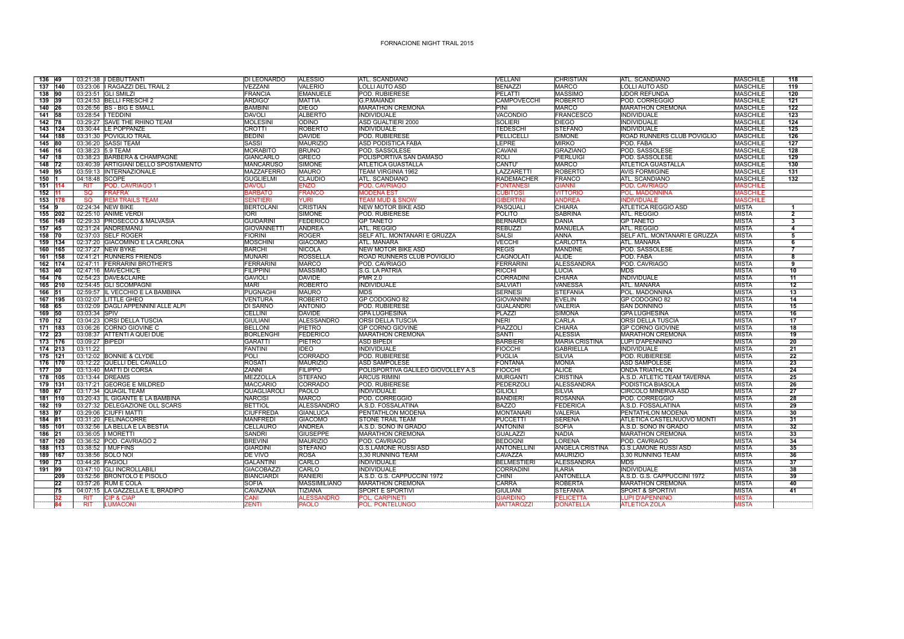# FORNACIONE NIGHT TRAIL 2015

| | | | | | | | | | | | |
|---|---|---|---|---|---|---|---|---|---|---|---|
| 136 | 49 | 03:21:38 | I DEBUTTANTI | DI LEONARDO | ALESSIO | ATL. SCANDIANO | VELLANI | CHRISTIAN | ATL. SCANDIANO | MASCHILE | 118 |
| 137 | 140 | 03:23:06 | I RAGAZZI DEL TRAIL 2 | VEZZANI | VALERIO | LOLLI AUTO ASD | BENAZZI | MARCO | LOLLI AUTO ASD | MASCHILE | 119 |
| 138 | 90 | 03:23:51 | GLI SMILZI | FRANCIA | EMANUELE | POD. RUBIERESE | PELATTI | MASSIMO | UDOR REFUNDA | MASCHILE | 120 |
| 139 | 39 | 03:24:53 | BELLI FRESCHI 2 | ARDIGO' | MATTIA | G.P.MAIANDI | CAMPOVECCHI | ROBERTO | POD. CORREGGIO | MASCHILE | 121 |
| 140 | 26 | 03:26:56 | BS - BIG E SMALL | BAMBINI | DIEGO | MARATHON CREMONA | PINI | MARCO | MARATHON CREMONA | MASCHILE | 122 |
| 141 | 58 | 03:28:54 | I TEDDINI | DAVOLI | ALBERTO | INDIVIDUALE | VACONDIO | FRANCESCO | INDIVIDUALE | MASCHILE | 123 |
| 142 | 78 | 03:29:27 | SAVE THE RHINO TEAM | MOLESINI | ODINO | ASD GUALTIERI 2000 | SOLIERI | DIEGO | INDIVIDUALE | MASCHILE | 124 |
| 143 | 124 | 03:30:44 | LE POPPANZE | CROTTI | ROBERTO | INDIVIDUALE | TEDESCHI | STEFANO | INDIVIDUALE | MASCHILE | 125 |
| 144 | 188 | 03:31:30 | POVIGLIO TRAIL | BEDINI | DAVIDE | POD. RUBIERESE | PELLICELLI | SIMONE | ROAD RUNNERS CLUB POVIGLIO | MASCHILE | 126 |
| 145 | 80 | 03:36:20 | SASSI TEAM | SASSI | MAURIZIO | ASD PODISTICA FABA | LEPRE | MIRKO | POD. FABA | MASCHILE | 127 |
| 146 | 16 | 03:38:23 | 5.9 TEAM | MORABITO | BRUNO | POD. SASSOLESE | CAVANI | GRAZIANO | POD. SASSOLESE | MASCHILE | 128 |
| 147 | 18 | 03:38:23 | BARBERA & CHAMPAGNE | GIANCARLO | GRECO | POLISPORTIVA SAN DAMASO | ROLI | PIERLUIGI | POD. SASSOLESE | MASCHILE | 129 |
| 148 | 72 | 03:40:39 | ARTIGIANI DELLO SPOSTAMENTO | MANCARUSO | SIMONE | ATLETICA GUASTALLA | CANTU' | MARCO | ATLETICA GUASTALLA | MASCHILE | 130 |
| 149 | 95 | 03:59:13 | INTERNAZIONALE | MAZZAFERRO | MAURO | TEAM VIRGINIA 1962 | LAZZARETTI | ROBERTO | AVIS FORMIGINE | MASCHILE | 131 |
| 150 | 1 | 04:18:48 | SCOPE | GUGLIELMI | CLAUDIO | ATL. SCANDIANO | RADEMACHER | FRANCO | ATL. SCANDIANO | MASCHILE | 132 |
| 151 | 114 | RIT | POD. CAVRIAGO 1 | DAVOLI | ENZO | POD. CAVRIAGO | FONTANESI | GIANNI | POD. CAVRIAGO | MASCHILE | |
| 152 | 11 | SQ | FRAFRA' | BARBATO | FRANCO | MODENA EST | CUBITOSI | VITTORIO | POL. MADONNINA | MASCHILE | |
| 153 | 178 | SQ | REM TRAILS TEAM | SENTIERI | YURI | TEAM MUD & SNOW | GIBERTINI | ANDREA | INDIVIDUALE | MASCHILE | |
| 154 | 9 | 02:24:34 | NEW BIKE | BERTOLANI | CRISTIAN | NEW MOTOR BIKE ASD | PASQUALI | CHIARA | ATLETICA REGGIO ASD | MISTA | 1 |
| 155 | 202 | 02:25:10 | ANIME VERDI | IORI | SIMONE | POD. RUBIERESE | POLITO | SABRINA | ATL. REGGIO | MISTA | 2 |
| 156 | 149 | 02:29:33 | PROSECCO & MALVASIA | GUIDARINI | FEDERICO | GP TANETO | BERNARDI | DANIA | GP TANETO | MISTA | 3 |
| 157 | 45 | 02:31:24 | ANDREMANU | GIOVANNETTI | ANDREA | ATL. REGGIO | REBUZZI | MANUELA | ATL. REGGIO | MISTA | 4 |
| 158 | 70 | 02:37:03 | SELF ROGER | FIORINI | ROGER | SELF ATL. MONTANARI E GRUZZA | SALSI | ANNA | SELF ATL. MONTANARI E GRUZZA | MISTA | 5 |
| 159 | 134 | 02:37:20 | GIACOMINO E LA CARLONA | MOSCHINI | GIACOMO | ATL. MANARA | VECCHI | CARLOTTA | ATL. MANARA | MISTA | 6 |
| 160 | 165 | 02:37:27 | NEW BYKE | BARCHI | NICOLA | NEW MOTOR BIKE ASD | REGIS | MANDINE | POD. SASSOLESE | MISTA | 7 |
| 161 | 158 | 02:41:21 | RUNNERS FRIENDS | MUNARI | ROSSELLA | ROAD RUNNERS CLUB POVIGLIO | CAGNOLATI | ALIDE | POD. FABA | MISTA | 8 |
| 162 | 174 | 02:47:11 | FERRARINI BROTHER'S | FERRARINI | MARCO | POD. CAVRIAGO | FERRARINI | ALESSANDRA | POD. CAVRIAGO | MISTA | 9 |
| 163 | 40 | 02:47:16 | MAVECHICÈ | FILIPPINI | MASSIMO | S.G. LA PATRIA | RICCHI | LUCIA | MDS | MISTA | 10 |
| 164 | 76 | 02:54:23 | DAVE&CLAIRE | GAVIOLI | DAVIDE | PMR 2.0 | CORRADINI | CHIARA | INDIVIDUALE | MISTA | 11 |
| 165 | 210 | 02:54:45 | GLI SCOMPAGNI | MARI | ROBERTO | INDIVIDUALE | SALVIATI | VANESSA | ATL. MANARA | MISTA | 12 |
| 166 | 51 | 02:59:57 | IL VECCHIO E LA BAMBINA | PUGNAGHI | MAURO | MDS | SERNESI | STEFANIA | POL. MADONNINA | MISTA | 13 |
| 167 | 195 | 03:02:07 | LITTLE GHEO | VENTURA | ROBERTO | GP CODOGNO 82 | GIOVANNINI | EVELIN | GP CODOGNO 82 | MISTA | 14 |
| 168 | 65 | 03:02:09 | DAGLI APPENNINI ALLE ALPI | DI SARNO | ANTONIO | POD. RUBIERESE | GUALANDRI | VALERIA | SAN DONNINO | MISTA | 15 |
| 169 | 50 | 03:03:34 | SPIV | CELLINI | DAVIDE | GPA LUGHESINA | PLAZZI | SIMONA | GPA LUGHESINA | MISTA | 16 |
| 170 | 12 | 03:04:23 | ORSI DELLA TUSCIA | GIULIANI | ALESSANDRO | ORSI DELLA TUSCIA | NERI | CARLA | ORSI DELLA TUSCIA | MISTA | 17 |
| 171 | 183 | 03:06:26 | CORNO GIOVINE C | BELLONI | PIETRO | GP CORNO GIOVINE | PIAZZOLI | CHIARA | GP CORNO GIOVINE | MISTA | 18 |
| 172 | 23 | 03:08:37 | ATTENTI A QUEI DUE | BORLENGHI | FEDERICO | MARATHON CREMONA | SANTI | ALESSIA | MARATHON CREMONA | MISTA | 19 |
| 173 | 176 | 03:09:27 | BIPEDI | GARATTI | PIETRO | ASD BIPEDI | BARBIERI | MARIA CRISTINA | LUPI D'APENNINO | MISTA | 20 |
| 174 | 213 | 03:11:22 | | FANTINI | IDEO | INDIVIDUALE | FIOCCHI | GABRIELLA | INDIVIDUALE | MISTA | 21 |
| 175 | 121 | 03:12:02 | BONNIE & CLYDE | POLI | CORRADO | POD. RUBIERESE | PUGLIA | SILVIA | POD. RUBIERESE | MISTA | 22 |
| 176 | 170 | 03:12:22 | QUELLI DEL CAVALLO | ROSATI | MAURIZIO | ASD SAMPOLESE | FONTANA | MONIA | ASD SAMPOLESE | MISTA | 23 |
| 177 | 30 | 03:13:40 | MATTI DI CORSA | ZANNI | FILIPPO | POLISPORTIVA GALILEO GIOVOLLEY A.S | FIOCCHI | ALICE | ONDA TRIATHLON | MISTA | 24 |
| 178 | 105 | 03:13:44 | DREAMS | MEZZOLLA | STEFANO | ARCUS RIMINI | MURGANTI | CRISTINA | A.S.D. ATLETIC TEAM TAVERNA | MISTA | 25 |
| 179 | 131 | 03:17:21 | GEORGE E MILDRED | MACCARIO | CORRADO | POD. RUBIERESE | PEDERZOLI | ALESSANDRA | PODISTICA BIASOLA | MISTA | 26 |
| 180 | 67 | 03:17:34 | QUAGIL TEAM | QUAGLIAROLI | PAOLO | INDIVIDUALE | GILIOLI | SILVIA | CIRCOLO MINERVA ASD | MISTA | 27 |
| 181 | 110 | 03:20:43 | IL GIGANTE E LA BAMBINA | NARCISI | MARCO | POD. CORREGGIO | BANDIERI | ROSANNA | POD. CORREGGIO | MISTA | 28 |
| 182 | 19 | 03:27:32 | DELEGAZIONE OLL SCARS | BETTIOL | ALESSANDRO | A.S.D. FOSSALATINA | BAZZO | FEDERICA | A.S.D. FOSSALATINA | MISTA | 29 |
| 183 | 97 | 03:29:06 | CIUFFI MATTI | CIUFFREDA | GIANLUCA | PENTATHLON MODENA | MONTANARI | VALERIA | PENTATHLON MODENA | MISTA | 30 |
| 184 | 81 | 03:31:20 | FELINACORRE | MANFREDI | GIACOMO | STONE TRAIL TEAM | PUCCETTI | SERENA | ATLETICA CASTELNUOVO MONTI | MISTA | 31 |
| 185 | 101 | 03:32:56 | LA BELLA E LA BESTIA | CELLAURO | ANDREA | A.S.D. SONO IN GRADO | ANTONINI | SOFIA | A.S.D. SONO IN GRADO | MISTA | 32 |
| 186 | 21 | 03:36:05 | I MORETTI | SANDRI | GIUSEPPE | MARATHON CREMONA | GUALAZZI | NADIA | MARATHON CREMONA | MISTA | 33 |
| 187 | 120 | 03:36:52 | POD. CAVRIAGO 2 | BREVINI | MAURIZIO | POD. CAVRIAGO | BEDOGNI | LORENA | POD. CAVRIAGO | MISTA | 34 |
| 188 | 113 | 03:38:52 | I MUFFINS | GIARDINI | STEFANO | G.S.LAMONE RUSSI ASD | ANTONELLINI | ANGELA CRISTINA | G.S.LAMONE RUSSI ASD | MISTA | 35 |
| 189 | 167 | 03:38:56 | SOLO NOI | DE VIVO | ROSA | 3,30 RUNNING TEAM | CAVAZZA | MAURIZIO | 3,30 RUNNING TEAM | MISTA | 36 |
| 190 | 73 | 03:44:26 | FAGIOLI | GALANTINI | CARLO | INDIVIDUALE | BELMESTIERI | ALESSANDRA | MDS | MISTA | 37 |
| 191 | 99 | 03:47:10 | GLI INCROLLABILI | GIACOBAZZI | CARLO | INDIVIDUALE | CORRADINI | ILARIA | INDIVIDUALE | MISTA | 38 |
| | 209 | 03:52:56 | BRONTOLO E PISOLO | BIANCIARDI | RANIERI | A.S.D. G.S. CAPPUCCINI 1972 | CHINI | ANTONELLA | A.S.D. G.S. CAPPUCCINI 1972 | MISTA | 39 |
| | 22 | 03:57:26 | RUM E COLA | SOFIA | MASSIMILIANO | MARATHON CREMONA | CARRA | ROBERTA | MARATHON CREMONA | MISTA | 40 |
| | 75 | 04:07:15 | LA GAZZELLA E IL BRADIPO | CAVAZANA | TIZIANA | SPORT E SPORTIVI | GIULIANI | STEFANIA | SPORT & SPORTIVI | MISTA | 41 |
| | 32 | RIT | CIP & CIAP | CANI | ALESSANDRO | POL. CARPINETI | GIARDINO | FELICETTA | LUPI D'APENNINO | MISTA | |
| | 84 | RIT | LUMACONI | ZENTI | PAOLO | POL. PONTELUNGO | MATTAROZZI | DONATELLA | ATLETICA ZOLA | MISTA | |